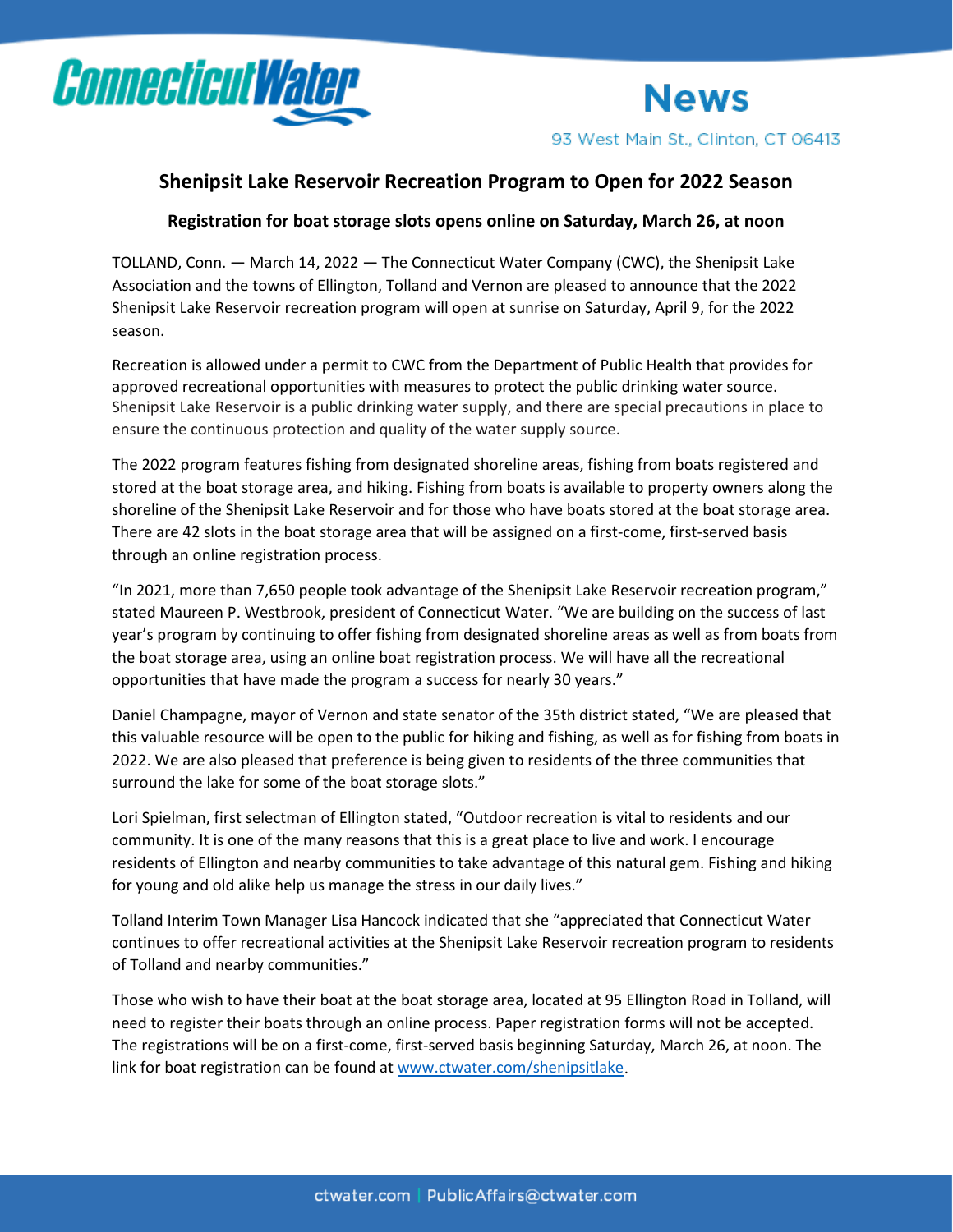ConnecticutWater

# News

93 West Main St., Clinton, CT 06413

## Shenipsit Lake Reservoir Recreation Program to Open for 2022 Season

### Registration for boat storage slots opens online on Saturday, March 26, at noon

TOLLAND, Conn. — March 14, 2022 — The Connecticut Water Company (CWC), the Shenipsit Lake Association and the towns of Ellington, Tolland and Vernon are pleased to announce that the 2022 Shenipsit Lake Reservoir recreation program will open at sunrise on Saturday, April 9, for the 2022 season.

Recreation is allowed under a permit to CWC from the Department of Public Health that provides for approved recreational opportunities with measures to protect the public drinking water source. Shenipsit Lake Reservoir is a public drinking water supply, and there are special precautions in place to ensure the continuous protection and quality of the water supply source.

The 2022 program features fishing from designated shoreline areas, fishing from boats registered and stored at the boat storage area, and hiking. Fishing from boats is available to property owners along the shoreline of the Shenipsit Lake Reservoir and for those who have boats stored at the boat storage area. There are 42 slots in the boat storage area that will be assigned on a first-come, first-served basis through an online registration process.

"In 2021, more than 7,650 people took advantage of the Shenipsit Lake Reservoir recreation program," stated Maureen P. Westbrook, president of Connecticut Water. "We are building on the success of last year's program by continuing to offer fishing from designated shoreline areas as well as from boats from the boat storage area, using an online boat registration process. We will have all the recreational opportunities that have made the program a success for nearly 30 years."

Daniel Champagne, mayor of Vernon and state senator of the 35th district stated, "We are pleased that this valuable resource will be open to the public for hiking and fishing, as well as for fishing from boats in 2022. We are also pleased that preference is being given to residents of the three communities that surround the lake for some of the boat storage slots."

Lori Spielman, first selectman of Ellington stated, "Outdoor recreation is vital to residents and our community. It is one of the many reasons that this is a great place to live and work. I encourage residents of Ellington and nearby communities to take advantage of this natural gem. Fishing and hiking for young and old alike help us manage the stress in our daily lives."

Tolland Interim Town Manager Lisa Hancock indicated that she "appreciated that Connecticut Water continues to offer recreational activities at the Shenipsit Lake Reservoir recreation program to residents of Tolland and nearby communities."

Those who wish to have their boat at the boat storage area, located at 95 Ellington Road in Tolland, will need to register their boats through an online process. Paper registration forms will not be accepted. The registrations will be on a first-come, first-served basis beginning Saturday, March 26, at noon. The link for boat registration can be found at www.ctwater.com/shenipsitlake.

ctwater.com | PublicAffairs@ctwater.com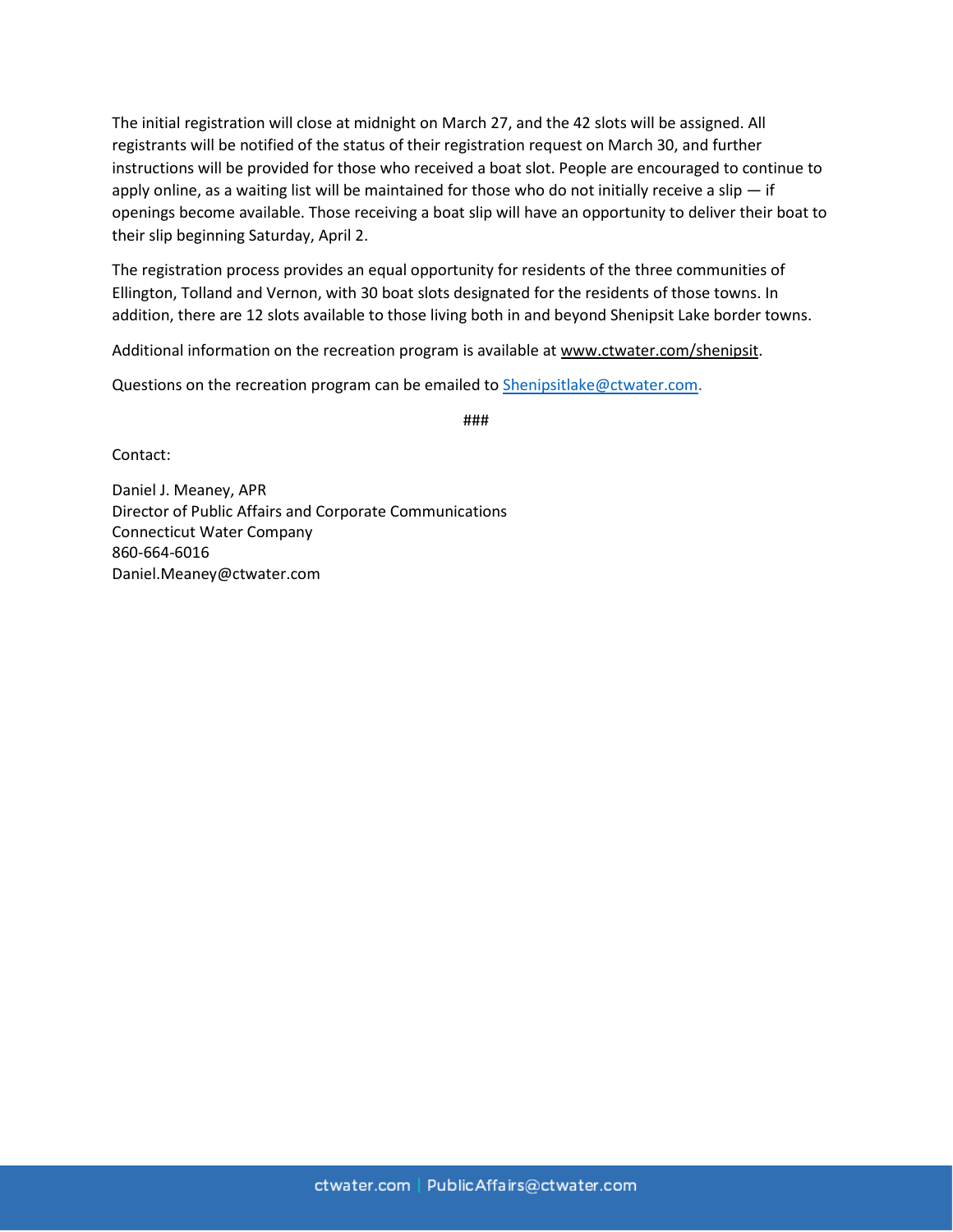The initial registration will close at midnight on March 27, and the 42 slots will be assigned. All registrants will be notified of the status of their registration request on March 30, and further instructions will be provided for those who received a boat slot. People are encouraged to continue to apply online, as a waiting list will be maintained for those who do not initially receive a slip — if openings become available. Those receiving a boat slip will have an opportunity to deliver their boat to their slip beginning Saturday, April 2.

The registration process provides an equal opportunity for residents of the three communities of Ellington, Tolland and Vernon, with 30 boat slots designated for the residents of those towns. In addition, there are 12 slots available to those living both in and beyond Shenipsit Lake border towns.

Additional information on the recreation program is available at www.ctwater.com/shenipsit.

Questions on the recreation program can be emailed to Shenipsitlake@ctwater.com.

###

Contact:

Daniel J. Meaney, APR
Director of Public Affairs and Corporate Communications
Connecticut Water Company
860-664-6016
Daniel.Meaney@ctwater.com